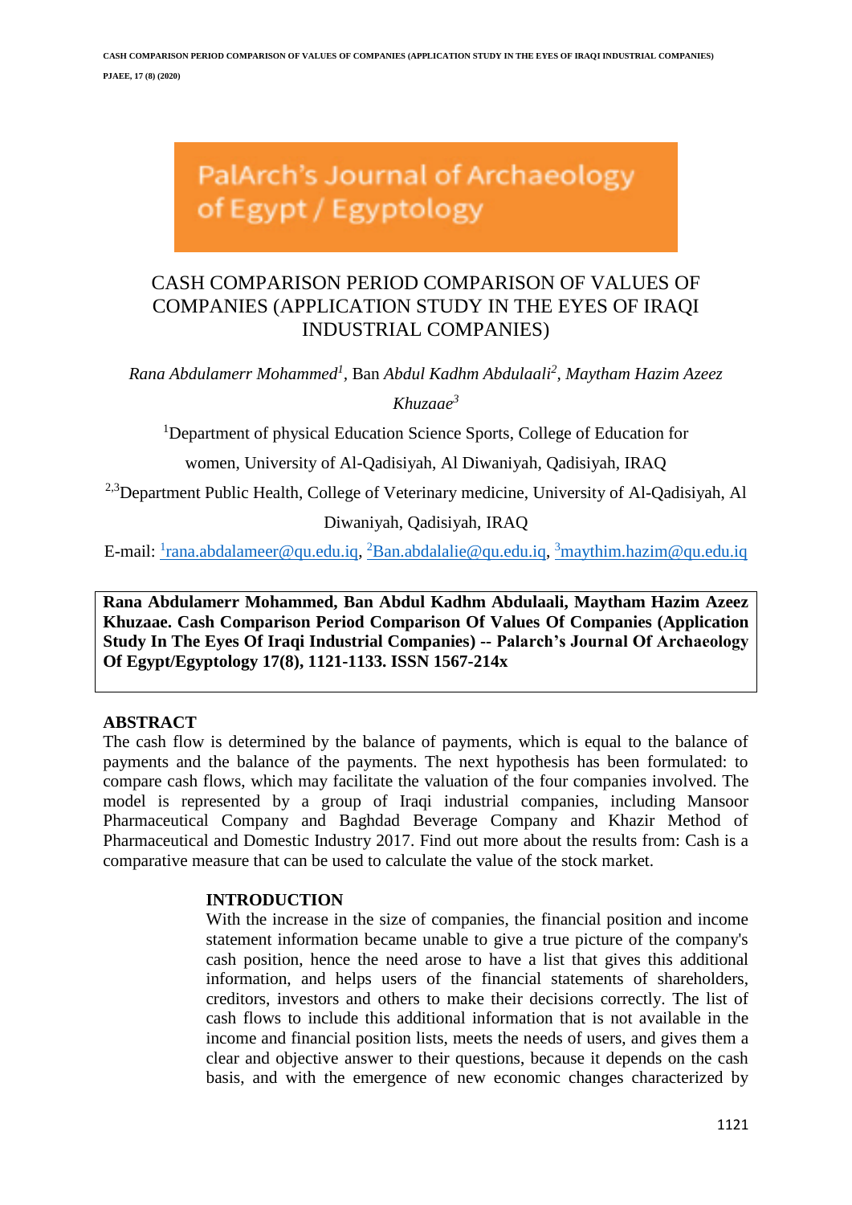PalArch's Journal of Archaeology of Egypt / Egyptology

# CASH COMPARISON PERIOD COMPARISON OF VALUES OF COMPANIES (APPLICATION STUDY IN THE EYES OF IRAQI INDUSTRIAL COMPANIES)

*Rana Abdulamerr Mohammed*[1], Ban *Abdul Kadhm Abdulaali*[2], *Maytham Hazim Azeez Khuzaae*[3]

[1]Department of physical Education Science Sports, College of Education for women, University of Al-Qadisiyah, Al Diwaniyah, Qadisiyah, IRAQ

[2,3]Department Public Health, College of Veterinary medicine, University of Al-Qadisiyah, Al Diwaniyah, Qadisiyah, IRAQ

E-mail: [1]rana.abdalameer@qu.edu.iq, [2]Ban.abdalalie@qu.edu.iq, [3]maythim.hazim@qu.edu.iq

**Rana Abdulamerr Mohammed, Ban Abdul Kadhm Abdulaali, Maytham Hazim Azeez Khuzaae. Cash Comparison Period Comparison Of Values Of Companies (Application Study In The Eyes Of Iraqi Industrial Companies) -- Palarch's Journal Of Archaeology Of Egypt/Egyptology 17(8), 1121-1133. ISSN 1567-214x**

## ABSTRACT

The cash flow is determined by the balance of payments, which is equal to the balance of payments and the balance of the payments. The next hypothesis has been formulated: to compare cash flows, which may facilitate the valuation of the four companies involved. The model is represented by a group of Iraqi industrial companies, including Mansoor Pharmaceutical Company and Baghdad Beverage Company and Khazir Method of Pharmaceutical and Domestic Industry 2017. Find out more about the results from: Cash is a comparative measure that can be used to calculate the value of the stock market.

## INTRODUCTION

With the increase in the size of companies, the financial position and income statement information became unable to give a true picture of the company's cash position, hence the need arose to have a list that gives this additional information, and helps users of the financial statements of shareholders, creditors, investors and others to make their decisions correctly. The list of cash flows to include this additional information that is not available in the income and financial position lists, meets the needs of users, and gives them a clear and objective answer to their questions, because it depends on the cash basis, and with the emergence of new economic changes characterized by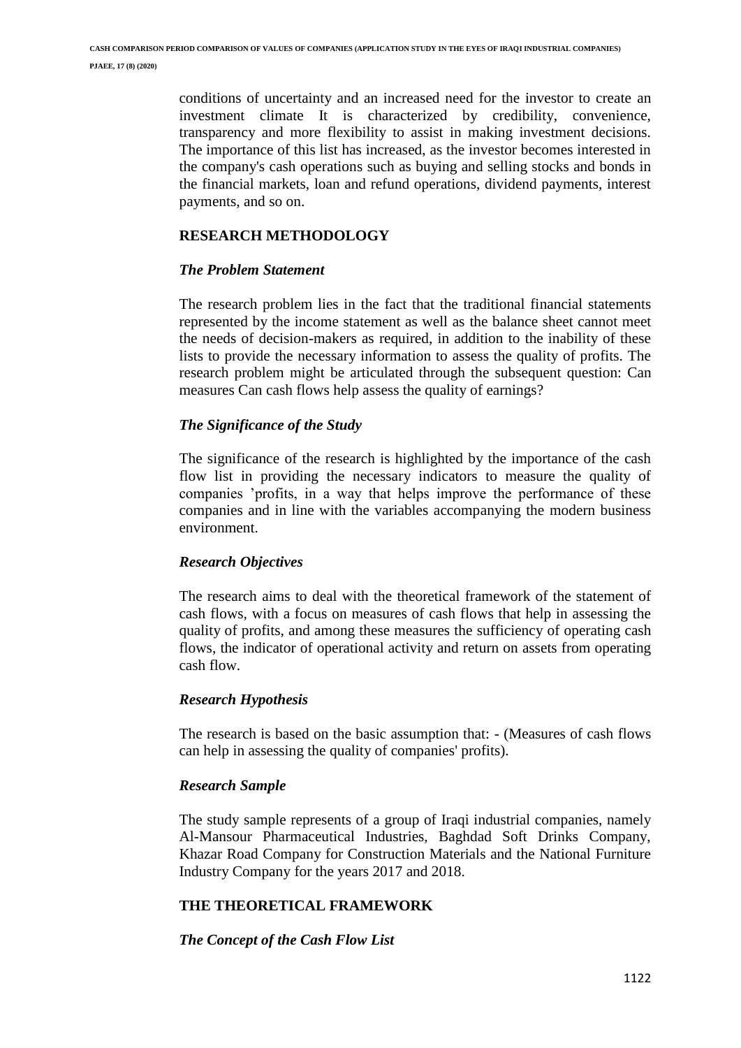conditions of uncertainty and an increased need for the investor to create an investment climate It is characterized by credibility, convenience, transparency and more flexibility to assist in making investment decisions. The importance of this list has increased, as the investor becomes interested in the company's cash operations such as buying and selling stocks and bonds in the financial markets, loan and refund operations, dividend payments, interest payments, and so on.

## RESEARCH METHODOLOGY

### *The Problem Statement*

The research problem lies in the fact that the traditional financial statements represented by the income statement as well as the balance sheet cannot meet the needs of decision-makers as required, in addition to the inability of these lists to provide the necessary information to assess the quality of profits. The research problem might be articulated through the subsequent question: Can measures Can cash flows help assess the quality of earnings?

### *The Significance of the Study*

The significance of the research is highlighted by the importance of the cash flow list in providing the necessary indicators to measure the quality of companies 'profits, in a way that helps improve the performance of these companies and in line with the variables accompanying the modern business environment.

### *Research Objectives*

The research aims to deal with the theoretical framework of the statement of cash flows, with a focus on measures of cash flows that help in assessing the quality of profits, and among these measures the sufficiency of operating cash flows, the indicator of operational activity and return on assets from operating cash flow.

### *Research Hypothesis*

The research is based on the basic assumption that: - (Measures of cash flows can help in assessing the quality of companies' profits).

### *Research Sample*

The study sample represents of a group of Iraqi industrial companies, namely Al-Mansour Pharmaceutical Industries, Baghdad Soft Drinks Company, Khazar Road Company for Construction Materials and the National Furniture Industry Company for the years 2017 and 2018.

## THE THEORETICAL FRAMEWORK

### *The Concept of the Cash Flow List*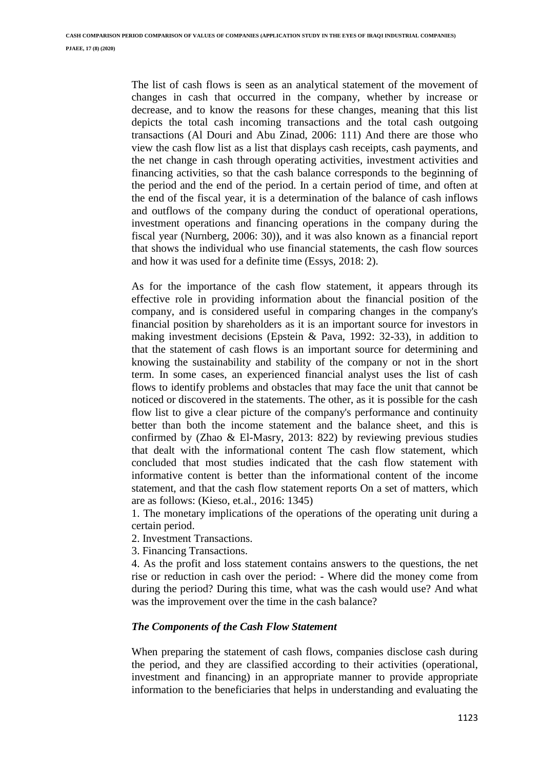The list of cash flows is seen as an analytical statement of the movement of changes in cash that occurred in the company, whether by increase or decrease, and to know the reasons for these changes, meaning that this list depicts the total cash incoming transactions and the total cash outgoing transactions (Al Douri and Abu Zinad, 2006: 111) And there are those who view the cash flow list as a list that displays cash receipts, cash payments, and the net change in cash through operating activities, investment activities and financing activities, so that the cash balance corresponds to the beginning of the period and the end of the period. In a certain period of time, and often at the end of the fiscal year, it is a determination of the balance of cash inflows and outflows of the company during the conduct of operational operations, investment operations and financing operations in the company during the fiscal year (Nurnberg, 2006: 30)), and it was also known as a financial report that shows the individual who use financial statements, the cash flow sources and how it was used for a definite time (Essys, 2018: 2).

As for the importance of the cash flow statement, it appears through its effective role in providing information about the financial position of the company, and is considered useful in comparing changes in the company's financial position by shareholders as it is an important source for investors in making investment decisions (Epstein & Pava, 1992: 32-33), in addition to that the statement of cash flows is an important source for determining and knowing the sustainability and stability of the company or not in the short term. In some cases, an experienced financial analyst uses the list of cash flows to identify problems and obstacles that may face the unit that cannot be noticed or discovered in the statements. The other, as it is possible for the cash flow list to give a clear picture of the company's performance and continuity better than both the income statement and the balance sheet, and this is confirmed by (Zhao & El-Masry, 2013: 822) by reviewing previous studies that dealt with the informational content The cash flow statement, which concluded that most studies indicated that the cash flow statement with informative content is better than the informational content of the income statement, and that the cash flow statement reports On a set of matters, which are as follows: (Kieso, et.al., 2016: 1345)

1. The monetary implications of the operations of the operating unit during a certain period.
2. Investment Transactions.
3. Financing Transactions.
4. As the profit and loss statement contains answers to the questions, the net rise or reduction in cash over the period: - Where did the money come from during the period? During this time, what was the cash would use? And what was the improvement over the time in the cash balance?

### *The Components of the Cash Flow Statement*

When preparing the statement of cash flows, companies disclose cash during the period, and they are classified according to their activities (operational, investment and financing) in an appropriate manner to provide appropriate information to the beneficiaries that helps in understanding and evaluating the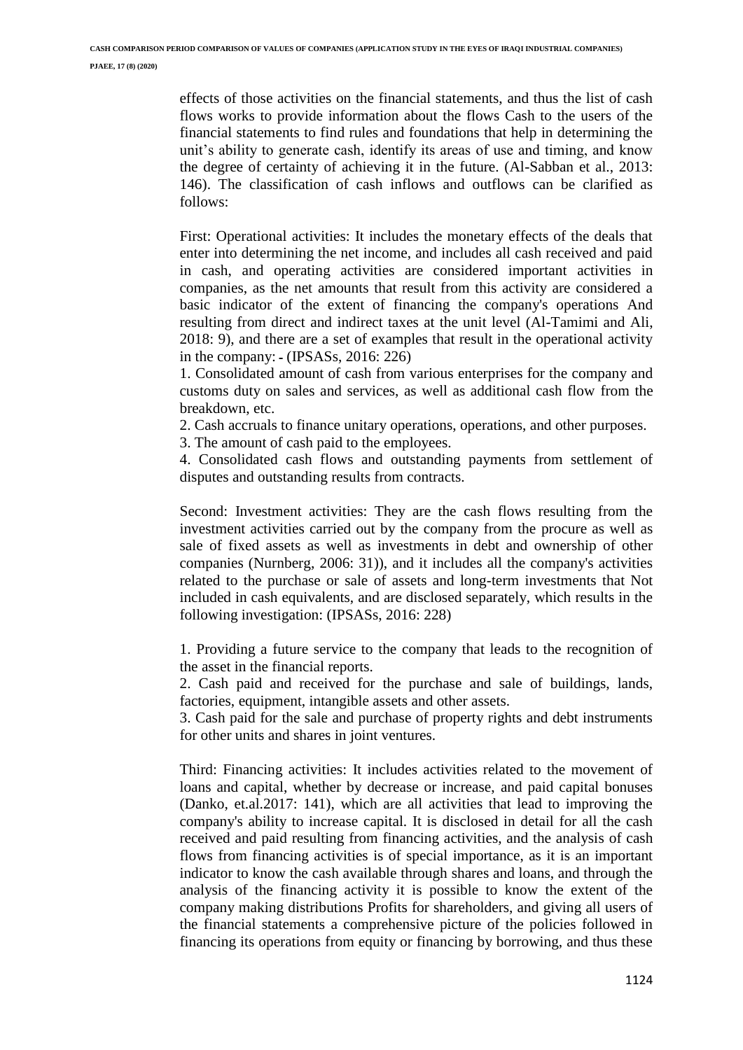effects of those activities on the financial statements, and thus the list of cash flows works to provide information about the flows Cash to the users of the financial statements to find rules and foundations that help in determining the unit's ability to generate cash, identify its areas of use and timing, and know the degree of certainty of achieving it in the future. (Al-Sabban et al., 2013: 146). The classification of cash inflows and outflows can be clarified as follows:

First: Operational activities: It includes the monetary effects of the deals that enter into determining the net income, and includes all cash received and paid in cash, and operating activities are considered important activities in companies, as the net amounts that result from this activity are considered a basic indicator of the extent of financing the company's operations And resulting from direct and indirect taxes at the unit level (Al-Tamimi and Ali, 2018: 9), and there are a set of examples that result in the operational activity in the company: - (IPSASs, 2016: 226)

1. Consolidated amount of cash from various enterprises for the company and customs duty on sales and services, as well as additional cash flow from the breakdown, etc.
2. Cash accruals to finance unitary operations, operations, and other purposes.
3. The amount of cash paid to the employees.
4. Consolidated cash flows and outstanding payments from settlement of disputes and outstanding results from contracts.

Second: Investment activities: They are the cash flows resulting from the investment activities carried out by the company from the procure as well as sale of fixed assets as well as investments in debt and ownership of other companies (Nurnberg, 2006: 31)), and it includes all the company's activities related to the purchase or sale of assets and long-term investments that Not included in cash equivalents, and are disclosed separately, which results in the following investigation: (IPSASs, 2016: 228)

1. Providing a future service to the company that leads to the recognition of the asset in the financial reports.
2. Cash paid and received for the purchase and sale of buildings, lands, factories, equipment, intangible assets and other assets.
3. Cash paid for the sale and purchase of property rights and debt instruments for other units and shares in joint ventures.

Third: Financing activities: It includes activities related to the movement of loans and capital, whether by decrease or increase, and paid capital bonuses (Danko, et.al.2017: 141), which are all activities that lead to improving the company's ability to increase capital. It is disclosed in detail for all the cash received and paid resulting from financing activities, and the analysis of cash flows from financing activities is of special importance, as it is an important indicator to know the cash available through shares and loans, and through the analysis of the financing activity it is possible to know the extent of the company making distributions Profits for shareholders, and giving all users of the financial statements a comprehensive picture of the policies followed in financing its operations from equity or financing by borrowing, and thus these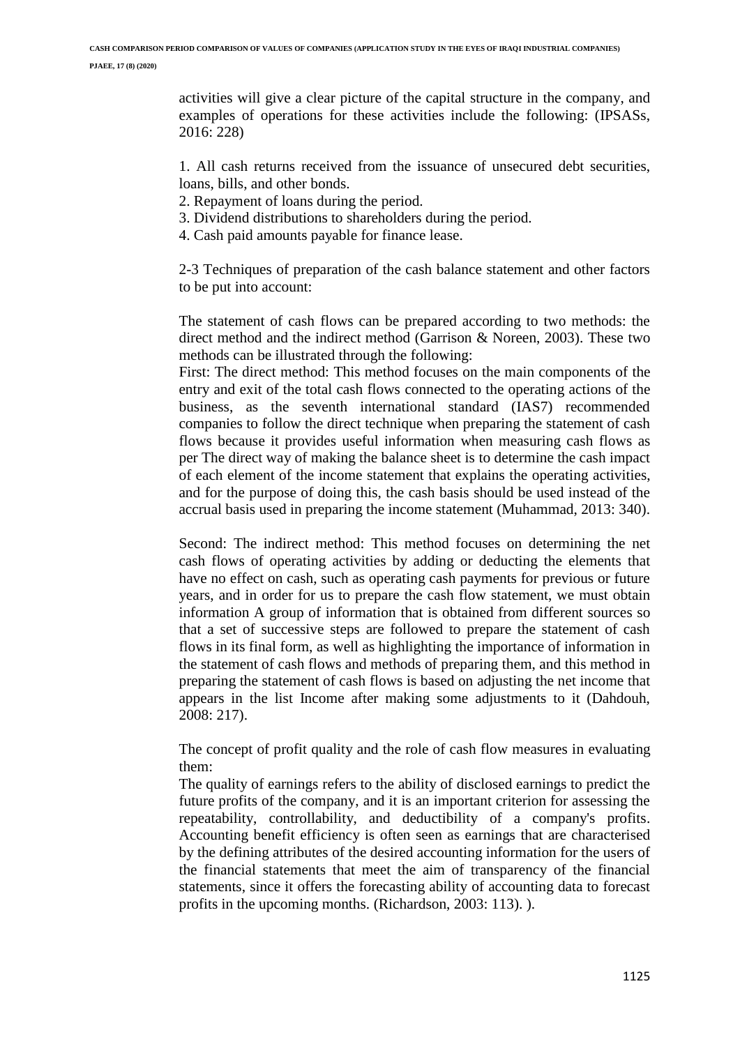activities will give a clear picture of the capital structure in the company, and examples of operations for these activities include the following: (IPSASs, 2016: 228)

1. All cash returns received from the issuance of unsecured debt securities, loans, bills, and other bonds.
2. Repayment of loans during the period.
3. Dividend distributions to shareholders during the period.
4. Cash paid amounts payable for finance lease.

2-3 Techniques of preparation of the cash balance statement and other factors to be put into account:

The statement of cash flows can be prepared according to two methods: the direct method and the indirect method (Garrison & Noreen, 2003). These two methods can be illustrated through the following:
First: The direct method: This method focuses on the main components of the entry and exit of the total cash flows connected to the operating actions of the business, as the seventh international standard (IAS7) recommended companies to follow the direct technique when preparing the statement of cash flows because it provides useful information when measuring cash flows as per The direct way of making the balance sheet is to determine the cash impact of each element of the income statement that explains the operating activities, and for the purpose of doing this, the cash basis should be used instead of the accrual basis used in preparing the income statement (Muhammad, 2013: 340).

Second: The indirect method: This method focuses on determining the net cash flows of operating activities by adding or deducting the elements that have no effect on cash, such as operating cash payments for previous or future years, and in order for us to prepare the cash flow statement, we must obtain information A group of information that is obtained from different sources so that a set of successive steps are followed to prepare the statement of cash flows in its final form, as well as highlighting the importance of information in the statement of cash flows and methods of preparing them, and this method in preparing the statement of cash flows is based on adjusting the net income that appears in the list Income after making some adjustments to it (Dahdouh, 2008: 217).

The concept of profit quality and the role of cash flow measures in evaluating them:
The quality of earnings refers to the ability of disclosed earnings to predict the future profits of the company, and it is an important criterion for assessing the repeatability, controllability, and deductibility of a company's profits. Accounting benefit efficiency is often seen as earnings that are characterised by the defining attributes of the desired accounting information for the users of the financial statements that meet the aim of transparency of the financial statements, since it offers the forecasting ability of accounting data to forecast profits in the upcoming months. (Richardson, 2003: 113). ).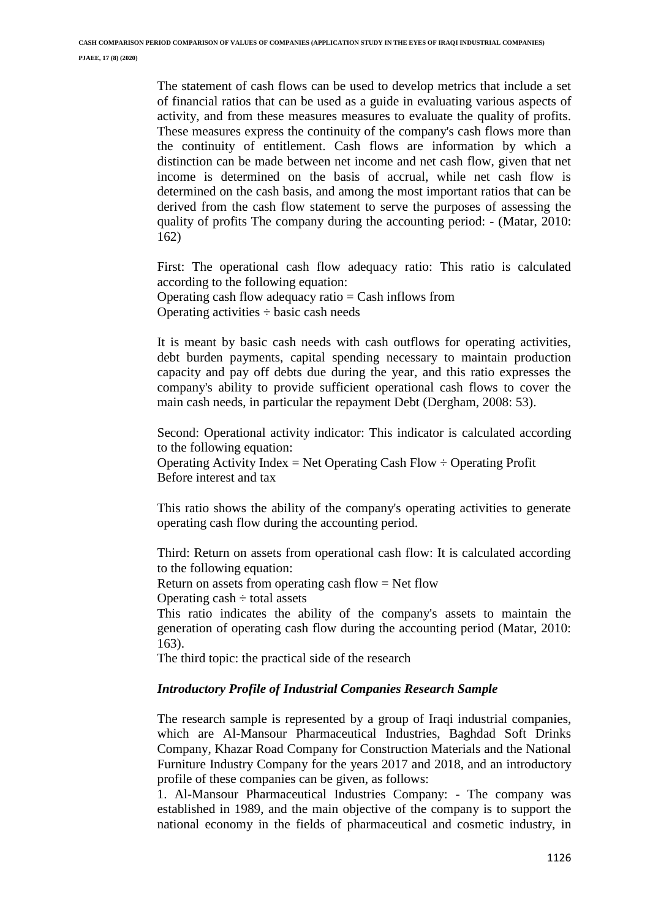The statement of cash flows can be used to develop metrics that include a set of financial ratios that can be used as a guide in evaluating various aspects of activity, and from these measures measures to evaluate the quality of profits. These measures express the continuity of the company's cash flows more than the continuity of entitlement. Cash flows are information by which a distinction can be made between net income and net cash flow, given that net income is determined on the basis of accrual, while net cash flow is determined on the cash basis, and among the most important ratios that can be derived from the cash flow statement to serve the purposes of assessing the quality of profits The company during the accounting period: - (Matar, 2010: 162)

First: The operational cash flow adequacy ratio: This ratio is calculated according to the following equation:
Operating cash flow adequacy ratio = Cash inflows from
Operating activities ÷ basic cash needs

It is meant by basic cash needs with cash outflows for operating activities, debt burden payments, capital spending necessary to maintain production capacity and pay off debts due during the year, and this ratio expresses the company's ability to provide sufficient operational cash flows to cover the main cash needs, in particular the repayment Debt (Dergham, 2008: 53).

Second: Operational activity indicator: This indicator is calculated according to the following equation:
Operating Activity Index = Net Operating Cash Flow ÷ Operating Profit
Before interest and tax

This ratio shows the ability of the company's operating activities to generate operating cash flow during the accounting period.

Third: Return on assets from operational cash flow: It is calculated according to the following equation:
Return on assets from operating cash flow = Net flow
Operating cash ÷ total assets
This ratio indicates the ability of the company's assets to maintain the generation of operating cash flow during the accounting period (Matar, 2010: 163).
The third topic: the practical side of the research

### *Introductory Profile of Industrial Companies Research Sample*

The research sample is represented by a group of Iraqi industrial companies, which are Al-Mansour Pharmaceutical Industries, Baghdad Soft Drinks Company, Khazar Road Company for Construction Materials and the National Furniture Industry Company for the years 2017 and 2018, and an introductory profile of these companies can be given, as follows:
1. Al-Mansour Pharmaceutical Industries Company: - The company was established in 1989, and the main objective of the company is to support the national economy in the fields of pharmaceutical and cosmetic industry, in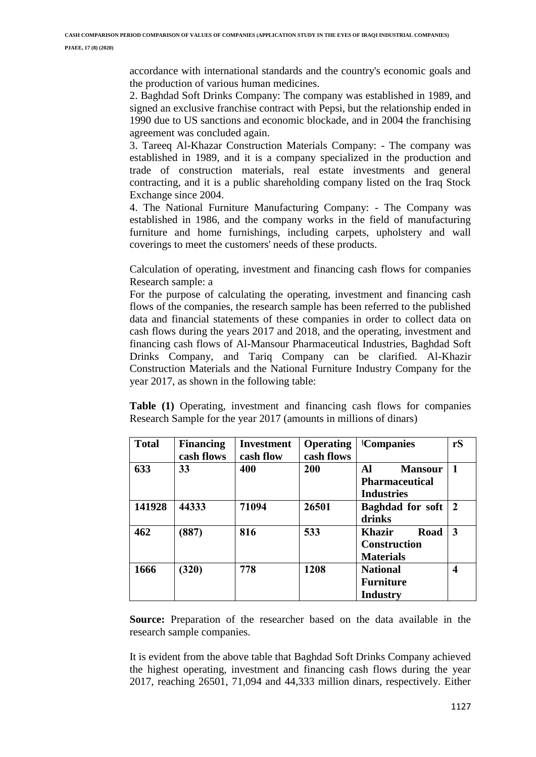accordance with international standards and the country's economic goals and the production of various human medicines.

2. Baghdad Soft Drinks Company: The company was established in 1989, and signed an exclusive franchise contract with Pepsi, but the relationship ended in 1990 due to US sanctions and economic blockade, and in 2004 the franchising agreement was concluded again.

3. Tareeq Al-Khazar Construction Materials Company: - The company was established in 1989, and it is a company specialized in the production and trade of construction materials, real estate investments and general contracting, and it is a public shareholding company listed on the Iraq Stock Exchange since 2004.

4. The National Furniture Manufacturing Company: - The Company was established in 1986, and the company works in the field of manufacturing furniture and home furnishings, including carpets, upholstery and wall coverings to meet the customers' needs of these products.

Calculation of operating, investment and financing cash flows for companies Research sample: a

For the purpose of calculating the operating, investment and financing cash flows of the companies, the research sample has been referred to the published data and financial statements of these companies in order to collect data on cash flows during the years 2017 and 2018, and the operating, investment and financing cash flows of Al-Mansour Pharmaceutical Industries, Baghdad Soft Drinks Company, and Tariq Company can be clarified. Al-Khazir Construction Materials and the National Furniture Industry Company for the year 2017, as shown in the following table:

**Table (1)** Operating, investment and financing cash flows for companies Research Sample for the year 2017 (amounts in millions of dinars)

| Total | Financing cash flows | Investment cash flow | Operating cash flows | Companies | rS |
|---|---|---|---|---|---|
| 633 | 33 | 400 | 200 | Al Mansour Pharmaceutical Industries | 1 |
| 141928 | 44333 | 71094 | 26501 | Baghdad for soft drinks | 2 |
| 462 | (887) | 816 | 533 | Khazir Road Construction Materials | 3 |
| 1666 | (320) | 778 | 1208 | National Furniture Industry | 4 |

**Source:** Preparation of the researcher based on the data available in the research sample companies.

It is evident from the above table that Baghdad Soft Drinks Company achieved the highest operating, investment and financing cash flows during the year 2017, reaching 26501, 71,094 and 44,333 million dinars, respectively. Either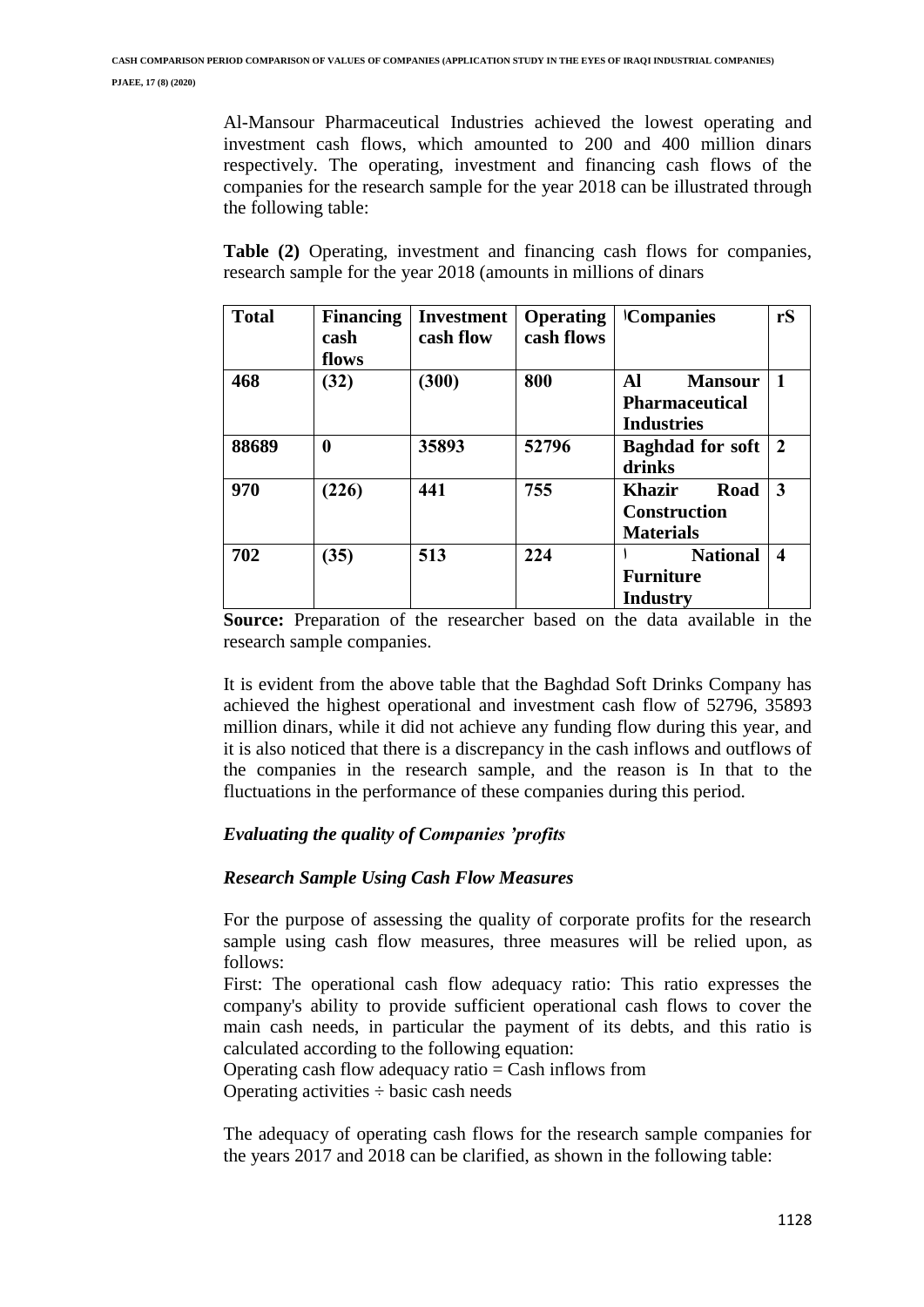Al-Mansour Pharmaceutical Industries achieved the lowest operating and investment cash flows, which amounted to 200 and 400 million dinars respectively. The operating, investment and financing cash flows of the companies for the research sample for the year 2018 can be illustrated through the following table:

**Table (2)** Operating, investment and financing cash flows for companies, research sample for the year 2018 (amounts in millions of dinars

| Total | Financing cash flows | Investment cash flow | Operating cash flows | Companies | rS |
|---|---|---|---|---|---|
| 468 | (32) | (300) | 800 | Al Mansour Pharmaceutical Industries | 1 |
| 88689 | 0 | 35893 | 52796 | Baghdad for soft drinks | 2 |
| 970 | (226) | 441 | 755 | Khazir Road Construction Materials | 3 |
| 702 | (35) | 513 | 224 | National Furniture Industry | 4 |

**Source:** Preparation of the researcher based on the data available in the research sample companies.

It is evident from the above table that the Baghdad Soft Drinks Company has achieved the highest operational and investment cash flow of 52796, 35893 million dinars, while it did not achieve any funding flow during this year, and it is also noticed that there is a discrepancy in the cash inflows and outflows of the companies in the research sample, and the reason is In that to the fluctuations in the performance of these companies during this period.

*Evaluating the quality of Companies 'profits*

*Research Sample Using Cash Flow Measures*

For the purpose of assessing the quality of corporate profits for the research sample using cash flow measures, three measures will be relied upon, as follows:

First: The operational cash flow adequacy ratio: This ratio expresses the company's ability to provide sufficient operational cash flows to cover the main cash needs, in particular the payment of its debts, and this ratio is calculated according to the following equation:

Operating cash flow adequacy ratio = Cash inflows from
Operating activities ÷ basic cash needs

The adequacy of operating cash flows for the research sample companies for the years 2017 and 2018 can be clarified, as shown in the following table: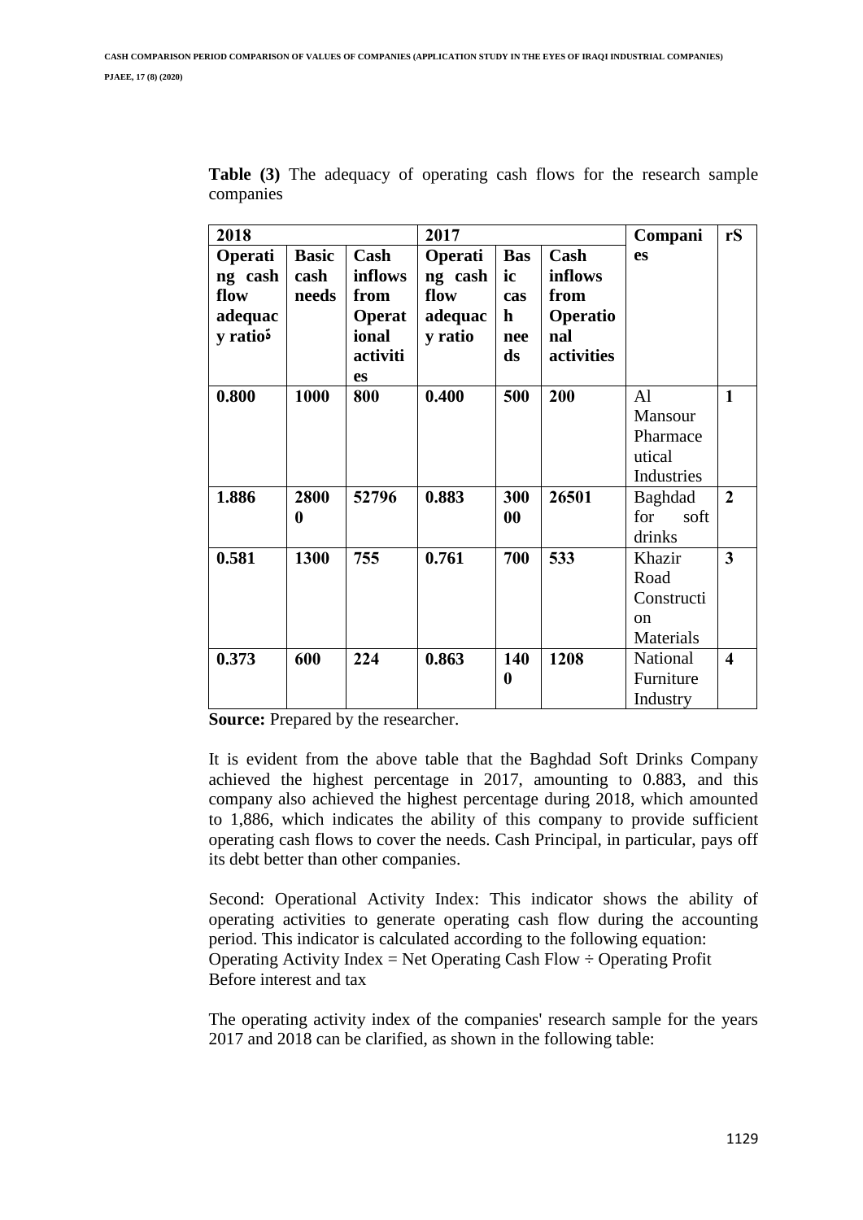**Table (3)** The adequacy of operating cash flows for the research sample companies

| 2018 | | | 2017 | | | Companies | rS |
|---|---|---|---|---|---|---|---|
| **Operating cash flow adequacy ratioۏ** | **Basic cash needs** | **Cash inflows from Operational activities** | **Operating cash flow adequacy ratio** | **Basic cash needs** | **Cash inflows from Operational activities** | | |
| **0.800** | **1000** | **800** | **0.400** | **500** | **200** | Al Mansour Pharmaceutical Industries | **1** |
| **1.886** | **28000** | **52796** | **0.883** | **30000** | **26501** | Baghdad for soft drinks | **2** |
| **0.581** | **1300** | **755** | **0.761** | **700** | **533** | Khazir Road Construction Materials | **3** |
| **0.373** | **600** | **224** | **0.863** | **1400** | **1208** | National Furniture Industry | **4** |

**Source:** Prepared by the researcher.

It is evident from the above table that the Baghdad Soft Drinks Company achieved the highest percentage in 2017, amounting to 0.883, and this company also achieved the highest percentage during 2018, which amounted to 1,886, which indicates the ability of this company to provide sufficient operating cash flows to cover the needs. Cash Principal, in particular, pays off its debt better than other companies.

Second: Operational Activity Index: This indicator shows the ability of operating activities to generate operating cash flow during the accounting period. This indicator is calculated according to the following equation:
Operating Activity Index = Net Operating Cash Flow ÷ Operating Profit Before interest and tax

The operating activity index of the companies' research sample for the years 2017 and 2018 can be clarified, as shown in the following table: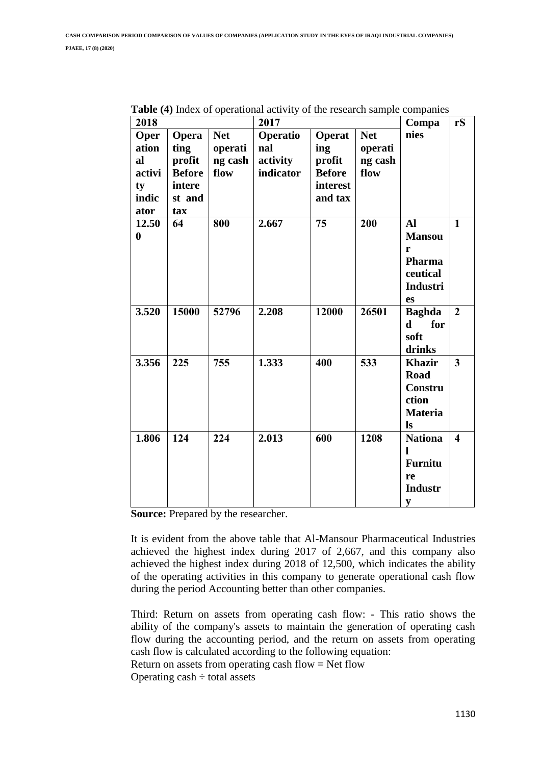**Table (4)** Index of operational activity of the research sample companies

| 2018 | | | 2017 | | | Companies | rS |
|---|---|---|---|---|---|---|---|
| Operational activity indicator | Operating profit Before interest and tax | Net operating cash flow | Operational activity indicator | Operating profit Before interest and tax | Net operating cash flow | | |
| 12.500 | 64 | 800 | 2.667 | 75 | 200 | Al Mansour Pharmaceutical Industries | 1 |
| 3.520 | 15000 | 52796 | 2.208 | 12000 | 26501 | Baghdad for soft drinks | 2 |
| 3.356 | 225 | 755 | 1.333 | 400 | 533 | Khazir Road Construction Materials | 3 |
| 1.806 | 124 | 224 | 2.013 | 600 | 1208 | National Furniture Industry | 4 |

**Source:** Prepared by the researcher.

It is evident from the above table that Al-Mansour Pharmaceutical Industries achieved the highest index during 2017 of 2,667, and this company also achieved the highest index during 2018 of 12,500, which indicates the ability of the operating activities in this company to generate operational cash flow during the period Accounting better than other companies.

Third: Return on assets from operating cash flow: - This ratio shows the ability of the company's assets to maintain the generation of operating cash flow during the accounting period, and the return on assets from operating cash flow is calculated according to the following equation:

Return on assets from operating cash flow = Net flow

Operating cash ÷ total assets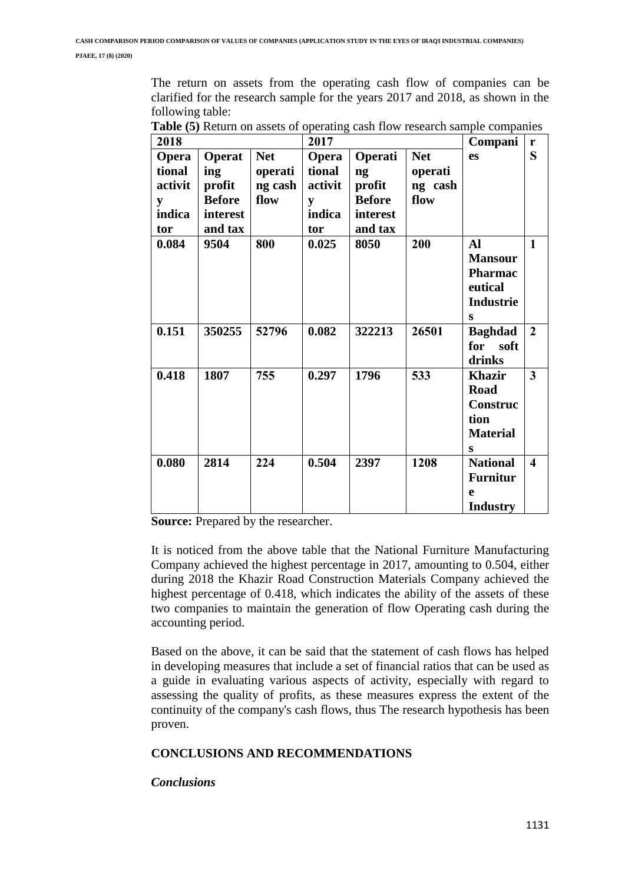The return on assets from the operating cash flow of companies can be clarified for the research sample for the years 2017 and 2018, as shown in the following table:

**Table (5)** Return on assets of operating cash flow research sample companies

| 2018 | | | 2017 | | | Companies | rS |
|---|---|---|---|---|---|---|---|
| **Operational activity indicator** | **Operating profit Before interest and tax** | **Net operating cash flow** | **Operational activity indicator** | **Operating profit Before interest and tax** | **Net operating cash flow** | | |
| **0.084** | **9504** | **800** | **0.025** | **8050** | **200** | **Al Mansour Pharmaceutical Industries** | **1** |
| **0.151** | **350255** | **52796** | **0.082** | **322213** | **26501** | **Baghdad for soft drinks** | **2** |
| **0.418** | **1807** | **755** | **0.297** | **1796** | **533** | **Khazir Road Construction Materials** | **3** |
| **0.080** | **2814** | **224** | **0.504** | **2397** | **1208** | **National Furniture Industry** | **4** |

**Source:** Prepared by the researcher.

It is noticed from the above table that the National Furniture Manufacturing Company achieved the highest percentage in 2017, amounting to 0.504, either during 2018 the Khazir Road Construction Materials Company achieved the highest percentage of 0.418, which indicates the ability of the assets of these two companies to maintain the generation of flow Operating cash during the accounting period.

Based on the above, it can be said that the statement of cash flows has helped in developing measures that include a set of financial ratios that can be used as a guide in evaluating various aspects of activity, especially with regard to assessing the quality of profits, as these measures express the extent of the continuity of the company's cash flows, thus The research hypothesis has been proven.

## CONCLUSIONS AND RECOMMENDATIONS

### *Conclusions*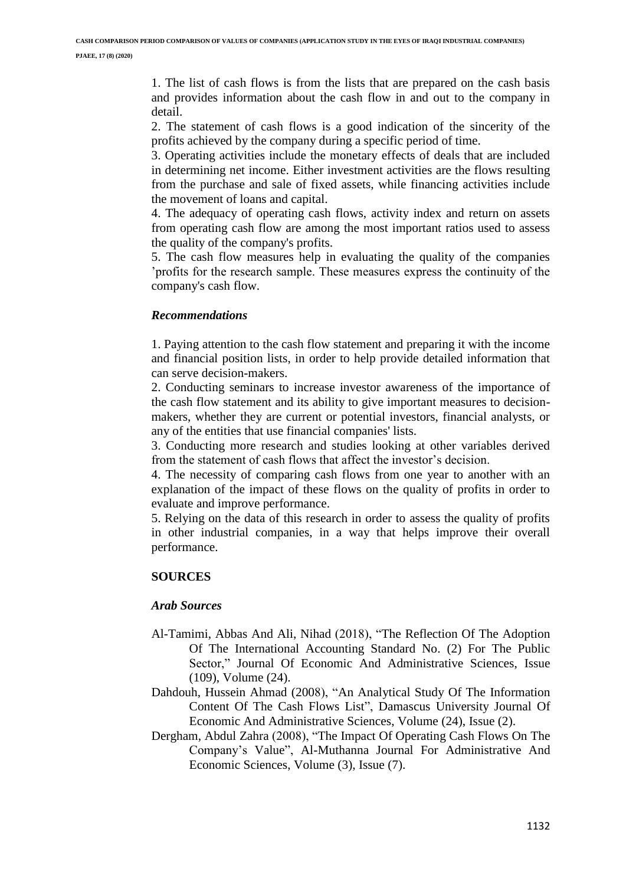1. The list of cash flows is from the lists that are prepared on the cash basis and provides information about the cash flow in and out to the company in detail.

2. The statement of cash flows is a good indication of the sincerity of the profits achieved by the company during a specific period of time.

3. Operating activities include the monetary effects of deals that are included in determining net income. Either investment activities are the flows resulting from the purchase and sale of fixed assets, while financing activities include the movement of loans and capital.

4. The adequacy of operating cash flows, activity index and return on assets from operating cash flow are among the most important ratios used to assess the quality of the company's profits.

5. The cash flow measures help in evaluating the quality of the companies 'profits for the research sample. These measures express the continuity of the company's cash flow.

### *Recommendations*

1. Paying attention to the cash flow statement and preparing it with the income and financial position lists, in order to help provide detailed information that can serve decision-makers.

2. Conducting seminars to increase investor awareness of the importance of the cash flow statement and its ability to give important measures to decision-makers, whether they are current or potential investors, financial analysts, or any of the entities that use financial companies' lists.

3. Conducting more research and studies looking at other variables derived from the statement of cash flows that affect the investor's decision.

4. The necessity of comparing cash flows from one year to another with an explanation of the impact of these flows on the quality of profits in order to evaluate and improve performance.

5. Relying on the data of this research in order to assess the quality of profits in other industrial companies, in a way that helps improve their overall performance.

## SOURCES

### *Arab Sources*

Al-Tamimi, Abbas And Ali, Nihad (2018), "The Reflection Of The Adoption Of The International Accounting Standard No. (2) For The Public Sector," Journal Of Economic And Administrative Sciences, Issue (109), Volume (24).

Dahdouh, Hussein Ahmad (2008), "An Analytical Study Of The Information Content Of The Cash Flows List", Damascus University Journal Of Economic And Administrative Sciences, Volume (24), Issue (2).

Dergham, Abdul Zahra (2008), "The Impact Of Operating Cash Flows On The Company's Value", Al-Muthanna Journal For Administrative And Economic Sciences, Volume (3), Issue (7).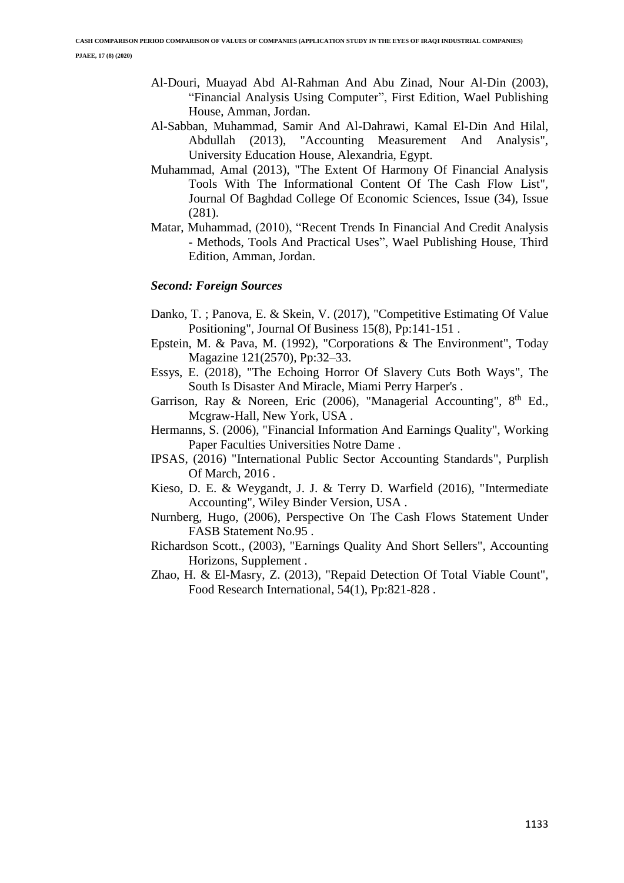Al-Douri, Muayad Abd Al-Rahman And Abu Zinad, Nour Al-Din (2003), "Financial Analysis Using Computer", First Edition, Wael Publishing House, Amman, Jordan.

Al-Sabban, Muhammad, Samir And Al-Dahrawi, Kamal El-Din And Hilal, Abdullah (2013), "Accounting Measurement And Analysis", University Education House, Alexandria, Egypt.

Muhammad, Amal (2013), "The Extent Of Harmony Of Financial Analysis Tools With The Informational Content Of The Cash Flow List", Journal Of Baghdad College Of Economic Sciences, Issue (34), Issue (281).

Matar, Muhammad, (2010), "Recent Trends In Financial And Credit Analysis - Methods, Tools And Practical Uses", Wael Publishing House, Third Edition, Amman, Jordan.

### *Second: Foreign Sources*

Danko, T. ; Panova, E. & Skein, V. (2017), "Competitive Estimating Of Value Positioning", Journal Of Business 15(8), Pp:141-151 .

Epstein, M. & Pava, M. (1992), "Corporations & The Environment", Today Magazine 121(2570), Pp:32–33.

Essys, E. (2018), "The Echoing Horror Of Slavery Cuts Both Ways", The South Is Disaster And Miracle, Miami Perry Harper's .

Garrison, Ray & Noreen, Eric (2006), "Managerial Accounting", 8th Ed., Mcgraw-Hall, New York, USA .

Hermanns, S. (2006), "Financial Information And Earnings Quality", Working Paper Faculties Universities Notre Dame .

IPSAS, (2016) "International Public Sector Accounting Standards", Purplish Of March, 2016 .

Kieso, D. E. & Weygandt, J. J. & Terry D. Warfield (2016), "Intermediate Accounting", Wiley Binder Version, USA .

Nurnberg, Hugo, (2006), Perspective On The Cash Flows Statement Under FASB Statement No.95 .

Richardson Scott., (2003), "Earnings Quality And Short Sellers", Accounting Horizons, Supplement .

Zhao, H. & El-Masry, Z. (2013), "Repaid Detection Of Total Viable Count", Food Research International, 54(1), Pp:821-828 .